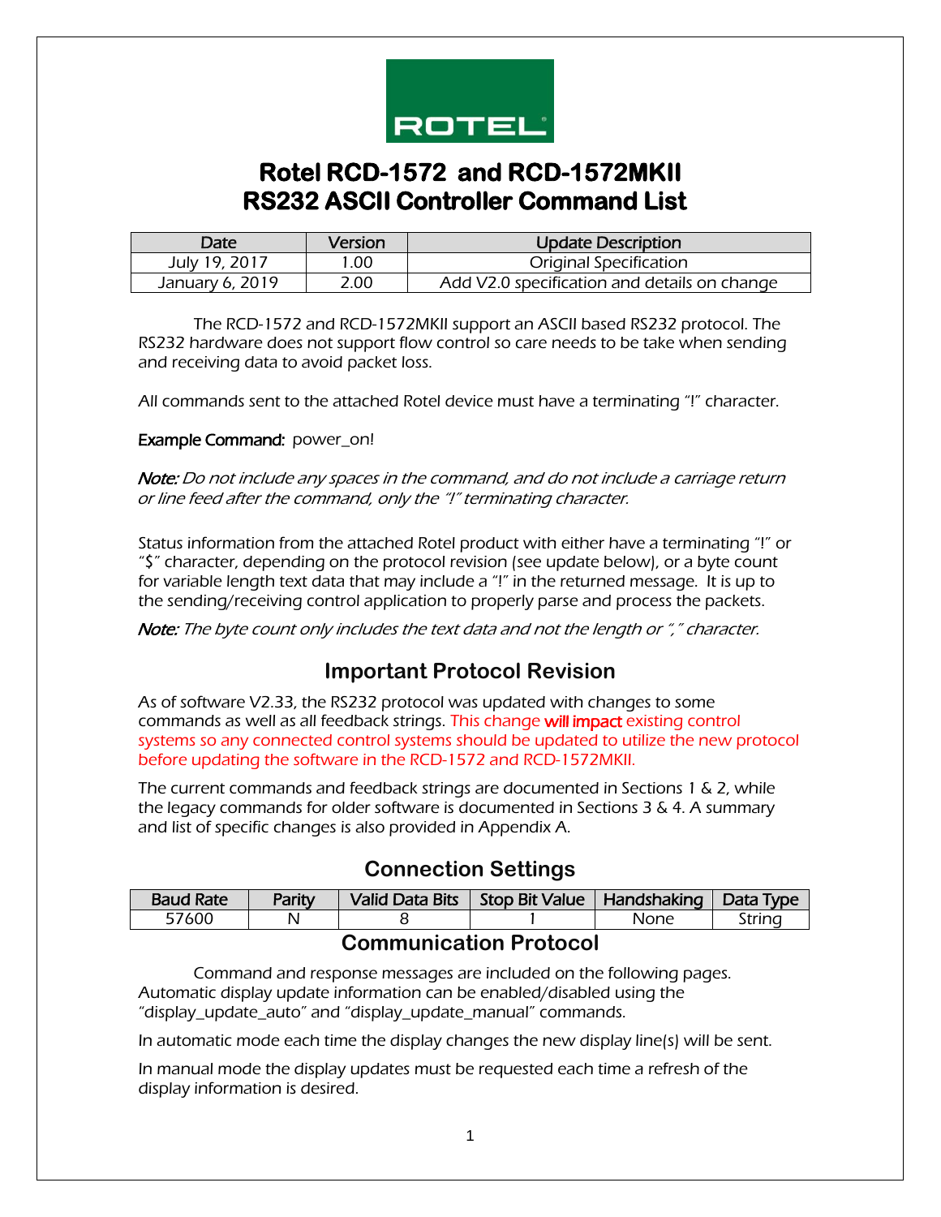# Rotel RCD-1572 and RCD-1572MKII
# RS232 ASCII Controller Command List

| Date | Version | Update Description |
|---|---|---|
| July 19, 2017 | 1.00 | Original Specification |
| January 6, 2019 | 2.00 | Add V2.0 specification and details on change |

The RCD-1572 and RCD-1572MKII support an ASCII based RS232 protocol. The RS232 hardware does not support flow control so care needs to be take when sending and receiving data to avoid packet loss.

All commands sent to the attached Rotel device must have a terminating "!" character.

**Example Command:** power_on!

***Note:*** *Do not include any spaces in the command, and do not include a carriage return or line feed after the command, only the "!" terminating character.*

Status information from the attached Rotel product with either have a terminating "!" or "$" character, depending on the protocol revision (see update below), or a byte count for variable length text data that may include a "!" in the returned message. It is up to the sending/receiving control application to properly parse and process the packets.

***Note:*** *The byte count only includes the text data and not the length or "," character.*

## Important Protocol Revision

As of software V2.33, the RS232 protocol was updated with changes to some commands as well as all feedback strings. This change **will impact** existing control systems so any connected control systems should be updated to utilize the new protocol before updating the software in the RCD-1572 and RCD-1572MKII.

The current commands and feedback strings are documented in Sections 1 & 2, while the legacy commands for older software is documented in Sections 3 & 4. A summary and list of specific changes is also provided in Appendix A.

## Connection Settings

| Baud Rate | Parity | Valid Data Bits | Stop Bit Value | Handshaking | Data Type |
|---|---|---|---|---|---|
| 57600 | N | 8 | 1 | None | String |

## Communication Protocol

Command and response messages are included on the following pages. Automatic display update information can be enabled/disabled using the "display_update_auto" and "display_update_manual" commands.

In automatic mode each time the display changes the new display line(s) will be sent.

In manual mode the display updates must be requested each time a refresh of the display information is desired.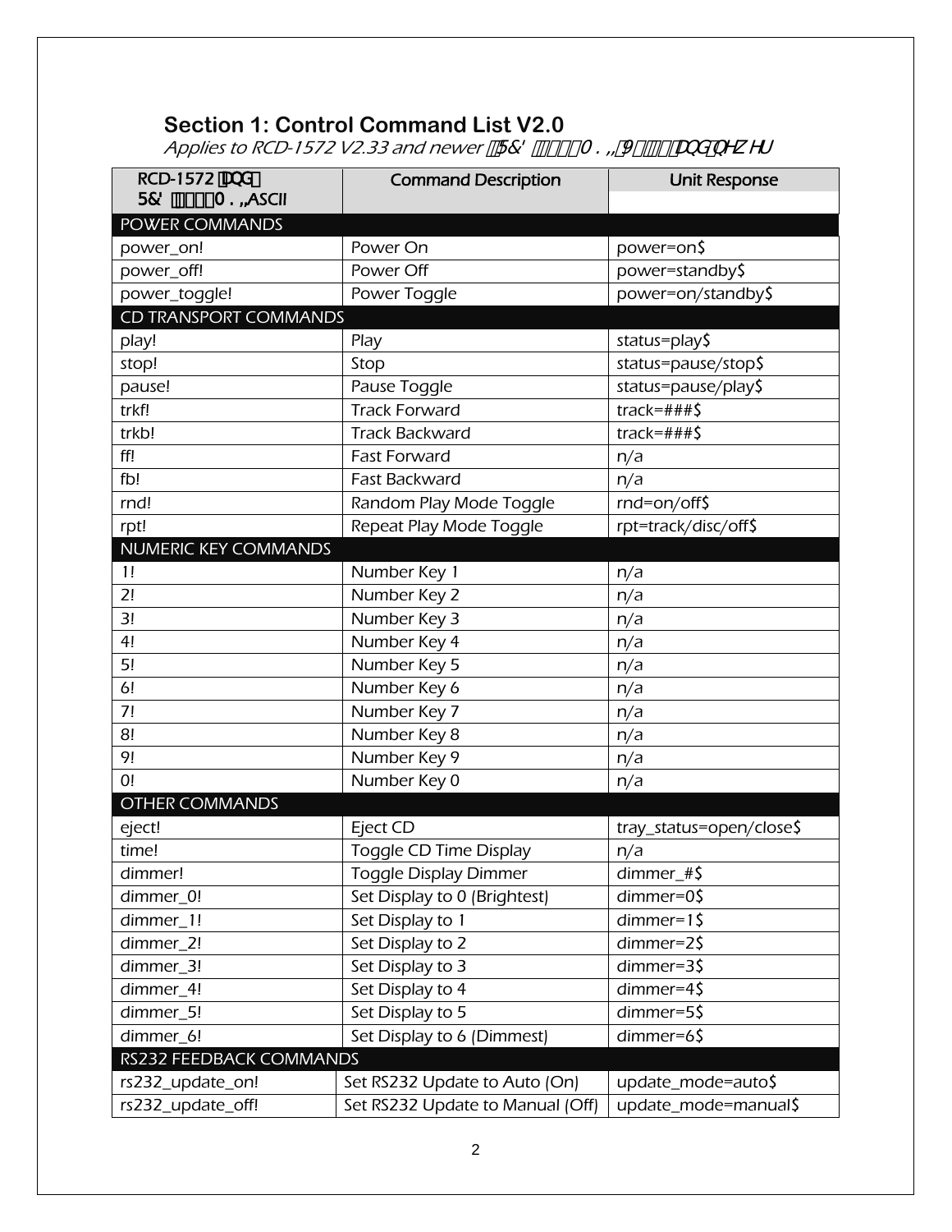## Section 1: Control Command List V2.0

*Applies to RCD-1572 V2.33 and newer, RCD-1572MKII V and newer*

| RCD-1572 and RCD-1572MKII ASCII | Command Description | Unit Response |
|---|---|---|
| **POWER COMMANDS** | | |
| power_on! | Power On | power=on$ |
| power_off! | Power Off | power=standby$ |
| power_toggle! | Power Toggle | power=on/standby$ |
| **CD TRANSPORT COMMANDS** | | |
| play! | Play | status=play$ |
| stop! | Stop | status=pause/stop$ |
| pause! | Pause Toggle | status=pause/play$ |
| trkf! | Track Forward | track=###$ |
| trkb! | Track Backward | track=###$ |
| ff! | Fast Forward | n/a |
| fb! | Fast Backward | n/a |
| rnd! | Random Play Mode Toggle | rnd=on/off$ |
| rpt! | Repeat Play Mode Toggle | rpt=track/disc/off$ |
| **NUMERIC KEY COMMANDS** | | |
| 1! | Number Key 1 | n/a |
| 2! | Number Key 2 | n/a |
| 3! | Number Key 3 | n/a |
| 4! | Number Key 4 | n/a |
| 5! | Number Key 5 | n/a |
| 6! | Number Key 6 | n/a |
| 7! | Number Key 7 | n/a |
| 8! | Number Key 8 | n/a |
| 9! | Number Key 9 | n/a |
| 0! | Number Key 0 | n/a |
| **OTHER COMMANDS** | | |
| eject! | Eject CD | tray_status=open/close$ |
| time! | Toggle CD Time Display | n/a |
| dimmer! | Toggle Display Dimmer | dimmer_#$ |
| dimmer_0! | Set Display to 0 (Brightest) | dimmer=0$ |
| dimmer_1! | Set Display to 1 | dimmer=1$ |
| dimmer_2! | Set Display to 2 | dimmer=2$ |
| dimmer_3! | Set Display to 3 | dimmer=3$ |
| dimmer_4! | Set Display to 4 | dimmer=4$ |
| dimmer_5! | Set Display to 5 | dimmer=5$ |
| dimmer_6! | Set Display to 6 (Dimmest) | dimmer=6$ |
| **RS232 FEEDBACK COMMANDS** | | |
| rs232_update_on! | Set RS232 Update to Auto (On) | update_mode=auto$ |
| rs232_update_off! | Set RS232 Update to Manual (Off) | update_mode=manual$ |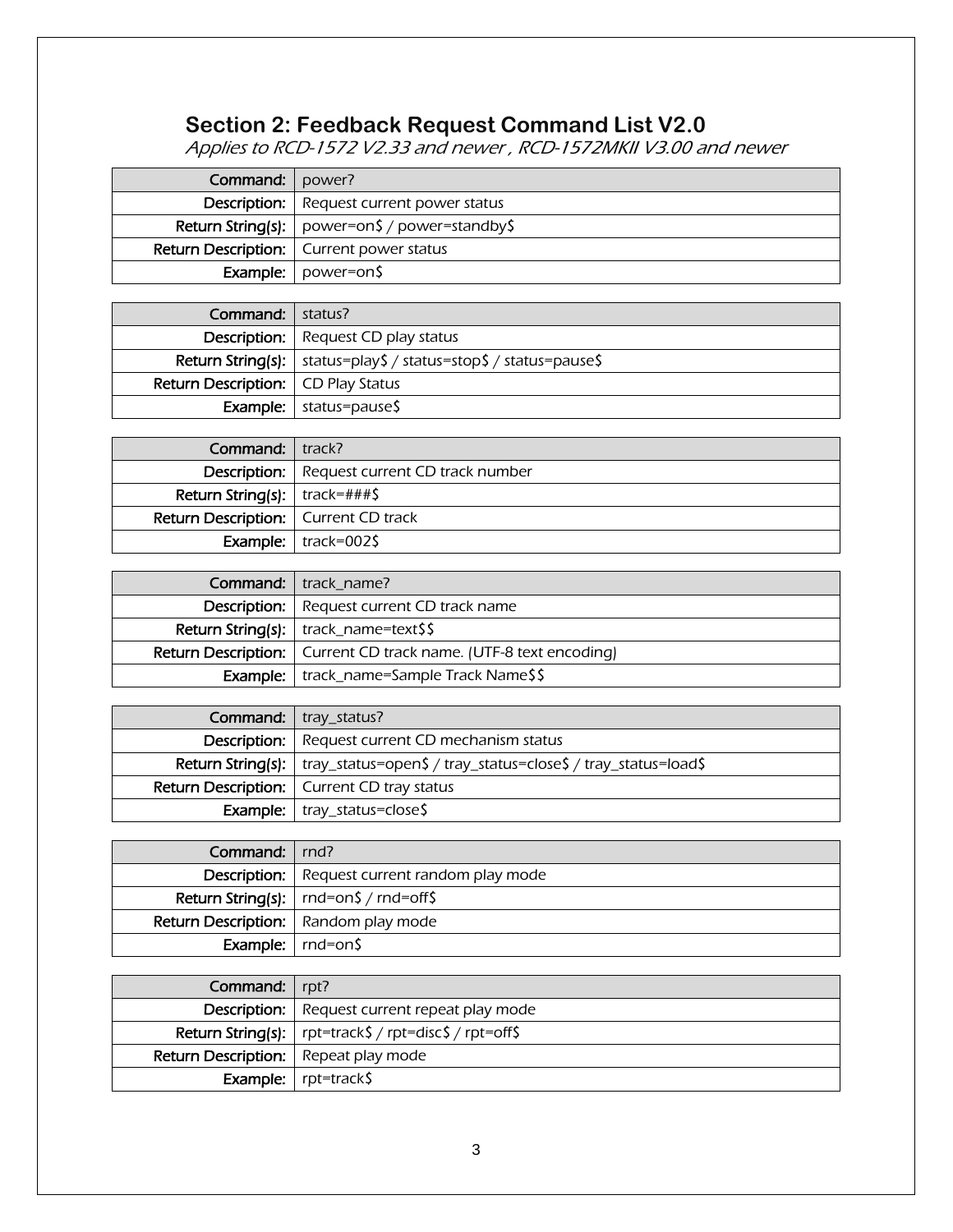## Section 2: Feedback Request Command List V2.0

*Applies to RCD-1572 V2.33 and newer , RCD-1572MKII V3.00 and newer*

| Command: | power? |
|---|---|
| Description: | Request current power status |
| Return String(s): | power=on$ / power=standby$ |
| Return Description: | Current power status |
| Example: | power=on$ |

| Command: | status? |
|---|---|
| Description: | Request CD play status |
| Return String(s): | status=play$ / status=stop$ / status=pause$ |
| Return Description: | CD Play Status |
| Example: | status=pause$ |

| Command: | track? |
|---|---|
| Description: | Request current CD track number |
| Return String(s): | track=###$ |
| Return Description: | Current CD track |
| Example: | track=002$ |

| Command: | track_name? |
|---|---|
| Description: | Request current CD track name |
| Return String(s): | track_name=text$$ |
| Return Description: | Current CD track name. (UTF-8 text encoding) |
| Example: | track_name=Sample Track Name$$ |

| Command: | tray_status? |
|---|---|
| Description: | Request current CD mechanism status |
| Return String(s): | tray_status=open$ / tray_status=close$ / tray_status=load$ |
| Return Description: | Current CD tray status |
| Example: | tray_status=close$ |

| Command: | rnd? |
|---|---|
| Description: | Request current random play mode |
| Return String(s): | rnd=on$ / rnd=off$ |
| Return Description: | Random play mode |
| Example: | rnd=on$ |

| Command: | rpt? |
|---|---|
| Description: | Request current repeat play mode |
| Return String(s): | rpt=track$ / rpt=disc$ / rpt=off$ |
| Return Description: | Repeat play mode |
| Example: | rpt=track$ |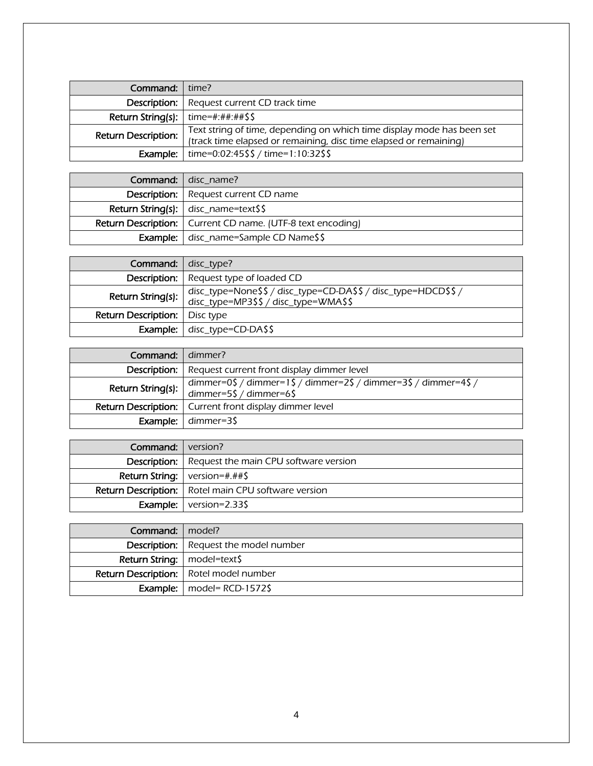| Command: | time? |
| --- | --- |
| Description: | Request current CD track time |
| Return String(s): | time=#:##:##$$ |
| Return Description: | Text string of time, depending on which time display mode has been set (track time elapsed or remaining, disc time elapsed or remaining) |
| Example: | time=0:02:45$$ / time=1:10:32$$ |

| Command: | disc_name? |
| --- | --- |
| Description: | Request current CD name |
| Return String(s): | disc_name=text$$ |
| Return Description: | Current CD name. (UTF-8 text encoding) |
| Example: | disc_name=Sample CD Name$$ |

| Command: | disc_type? |
| --- | --- |
| Description: | Request type of loaded CD |
| Return String(s): | disc_type=None$$ / disc_type=CD-DA$$ / disc_type=HDCD$$ / disc_type=MP3$$ / disc_type=WMA$$ |
| Return Description: | Disc type |
| Example: | disc_type=CD-DA$$ |

| Command: | dimmer? |
| --- | --- |
| Description: | Request current front display dimmer level |
| Return String(s): | dimmer=0$ / dimmer=1$ / dimmer=2$ / dimmer=3$ / dimmer=4$ / dimmer=5$ / dimmer=6$ |
| Return Description: | Current front display dimmer level |
| Example: | dimmer=3$ |

| Command: | version? |
| --- | --- |
| Description: | Request the main CPU software version |
| Return String: | version=#.##$ |
| Return Description: | Rotel main CPU software version |
| Example: | version=2.33$ |

| Command: | model? |
| --- | --- |
| Description: | Request the model number |
| Return String: | model=text$ |
| Return Description: | Rotel model number |
| Example: | model= RCD-1572$ |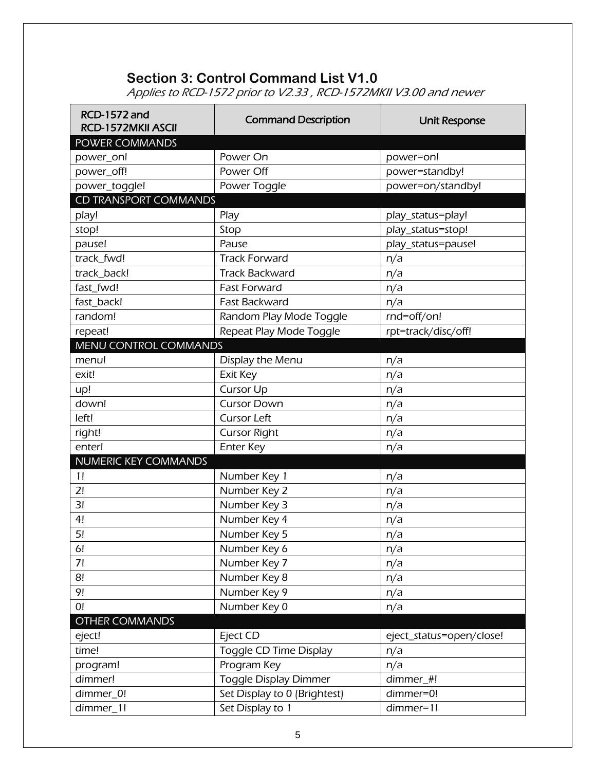## Section 3: Control Command List V1.0

*Applies to RCD-1572 prior to V2.33 , RCD-1572MKII V3.00 and newer*

| RCD-1572 and RCD-1572MKII ASCII | Command Description | Unit Response |
|---|---|---|
| POWER COMMANDS | | |
| power_on! | Power On | power=on! |
| power_off! | Power Off | power=standby! |
| power_toggle! | Power Toggle | power=on/standby! |
| CD TRANSPORT COMMANDS | | |
| play! | Play | play_status=play! |
| stop! | Stop | play_status=stop! |
| pause! | Pause | play_status=pause! |
| track_fwd! | Track Forward | n/a |
| track_back! | Track Backward | n/a |
| fast_fwd! | Fast Forward | n/a |
| fast_back! | Fast Backward | n/a |
| random! | Random Play Mode Toggle | rnd=off/on! |
| repeat! | Repeat Play Mode Toggle | rpt=track/disc/off! |
| MENU CONTROL COMMANDS | | |
| menu! | Display the Menu | n/a |
| exit! | Exit Key | n/a |
| up! | Cursor Up | n/a |
| down! | Cursor Down | n/a |
| left! | Cursor Left | n/a |
| right! | Cursor Right | n/a |
| enter! | Enter Key | n/a |
| NUMERIC KEY COMMANDS | | |
| 1! | Number Key 1 | n/a |
| 2! | Number Key 2 | n/a |
| 3! | Number Key 3 | n/a |
| 4! | Number Key 4 | n/a |
| 5! | Number Key 5 | n/a |
| 6! | Number Key 6 | n/a |
| 7! | Number Key 7 | n/a |
| 8! | Number Key 8 | n/a |
| 9! | Number Key 9 | n/a |
| 0! | Number Key 0 | n/a |
| OTHER COMMANDS | | |
| eject! | Eject CD | eject_status=open/close! |
| time! | Toggle CD Time Display | n/a |
| program! | Program Key | n/a |
| dimmer! | Toggle Display Dimmer | dimmer_#! |
| dimmer_0! | Set Display to 0 (Brightest) | dimmer=0! |
| dimmer_1! | Set Display to 1 | dimmer=1! |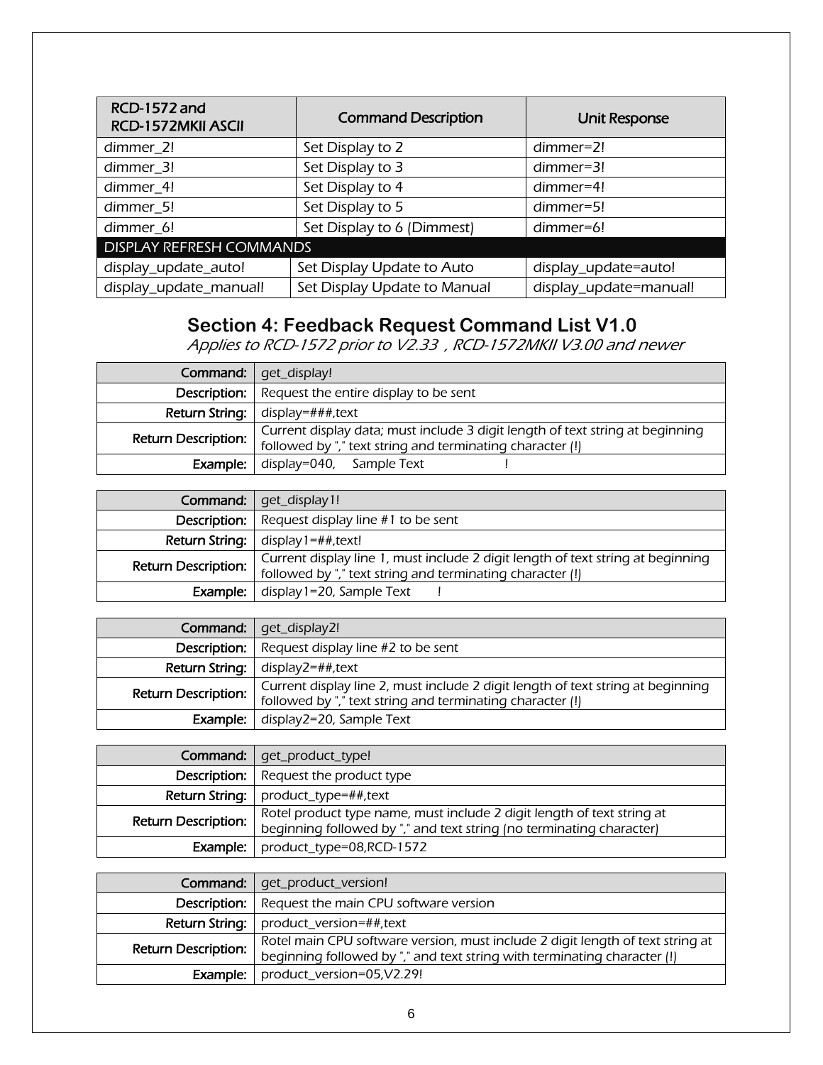| RCD-1572 and RCD-1572MKII ASCII | Command Description | Unit Response |
|---|---|---|
| dimmer_2! | Set Display to 2 | dimmer=2! |
| dimmer_3! | Set Display to 3 | dimmer=3! |
| dimmer_4! | Set Display to 4 | dimmer=4! |
| dimmer_5! | Set Display to 5 | dimmer=5! |
| dimmer_6! | Set Display to 6 (Dimmest) | dimmer=6! |
| DISPLAY REFRESH COMMANDS | | |
| display_update_auto! | Set Display Update to Auto | display_update=auto! |
| display_update_manual! | Set Display Update to Manual | display_update=manual! |

## Section 4: Feedback Request Command List V1.0

*Applies to RCD-1572 prior to V2.33 , RCD-1572MKII V3.00 and newer*

| Command: | get_display! |
|---|---|
| Description: | Request the entire display to be sent |
| Return String: | display=###,text |
| Return Description: | Current display data; must include 3 digit length of text string at beginning followed by "," text string and terminating character (!) |
| Example: | display=040,     Sample Text                    ! |

| Command: | get_display1! |
|---|---|
| Description: | Request display line #1 to be sent |
| Return String: | display1=##,text! |
| Return Description: | Current display line 1, must include 2 digit length of text string at beginning followed by "," text string and terminating character (!) |
| Example: | display1=20, Sample Text       ! |

| Command: | get_display2! |
|---|---|
| Description: | Request display line #2 to be sent |
| Return String: | display2=##,text |
| Return Description: | Current display line 2, must include 2 digit length of text string at beginning followed by "," text string and terminating character (!) |
| Example: | display2=20, Sample Text |

| Command: | get_product_type! |
|---|---|
| Description: | Request the product type |
| Return String: | product_type=##,text |
| Return Description: | Rotel product type name, must include 2 digit length of text string at beginning followed by "," and text string (no terminating character) |
| Example: | product_type=08,RCD-1572 |

| Command: | get_product_version! |
|---|---|
| Description: | Request the main CPU software version |
| Return String: | product_version=##,text |
| Return Description: | Rotel main CPU software version, must include 2 digit length of text string at beginning followed by "," and text string with terminating character (!) |
| Example: | product_version=05,V2.29! |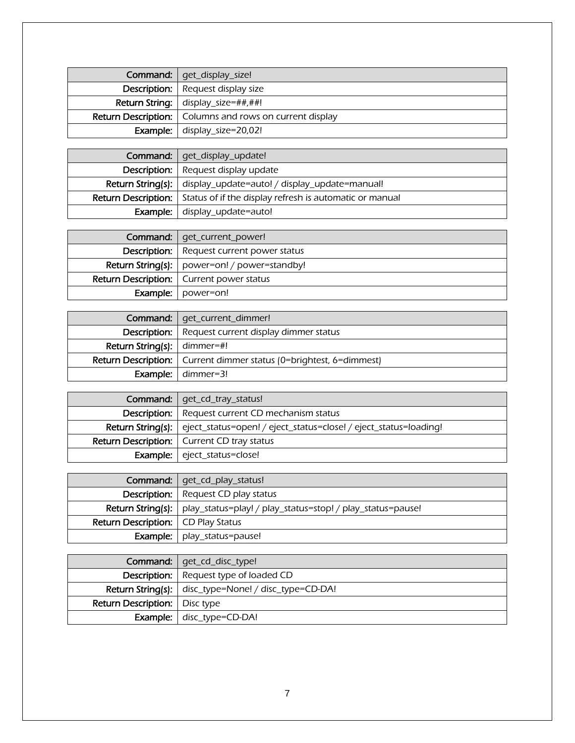| Command: | get_display_size! |
| --- | --- |
| Description: | Request display size |
| Return String: | display_size=##,##! |
| Return Description: | Columns and rows on current display |
| Example: | display_size=20,02! |

| Command: | get_display_update! |
| --- | --- |
| Description: | Request display update |
| Return String(s): | display_update=auto! / display_update=manual! |
| Return Description: | Status of if the display refresh is automatic or manual |
| Example: | display_update=auto! |

| Command: | get_current_power! |
| --- | --- |
| Description: | Request current power status |
| Return String(s): | power=on! / power=standby! |
| Return Description: | Current power status |
| Example: | power=on! |

| Command: | get_current_dimmer! |
| --- | --- |
| Description: | Request current display dimmer status |
| Return String(s): | dimmer=#! |
| Return Description: | Current dimmer status (0=brightest, 6=dimmest) |
| Example: | dimmer=3! |

| Command: | get_cd_tray_status! |
| --- | --- |
| Description: | Request current CD mechanism status |
| Return String(s): | eject_status=open! / eject_status=close! / eject_status=loading! |
| Return Description: | Current CD tray status |
| Example: | eject_status=close! |

| Command: | get_cd_play_status! |
| --- | --- |
| Description: | Request CD play status |
| Return String(s): | play_status=play! / play_status=stop! / play_status=pause! |
| Return Description: | CD Play Status |
| Example: | play_status=pause! |

| Command: | get_cd_disc_type! |
| --- | --- |
| Description: | Request type of loaded CD |
| Return String(s): | disc_type=None! / disc_type=CD-DA! |
| Return Description: | Disc type |
| Example: | disc_type=CD-DA! |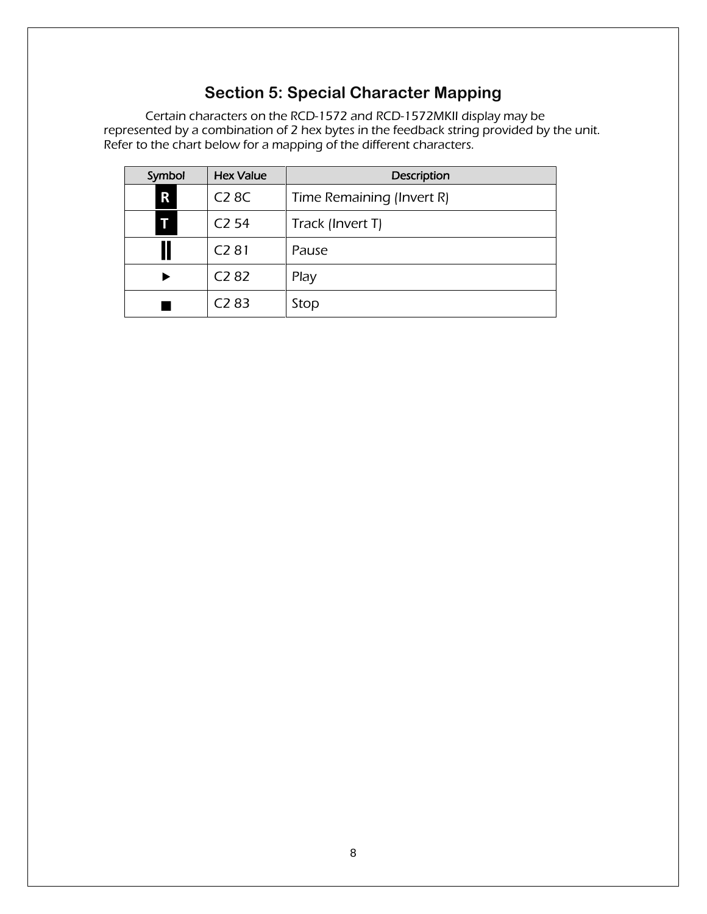# Section 5: Special Character Mapping

Certain characters on the RCD-1572 and RCD-1572MKII display may be represented by a combination of 2 hex bytes in the feedback string provided by the unit. Refer to the chart below for a mapping of the different characters.

| Symbol | Hex Value | Description |
|---|---|---|
| **R** | C2 8C | Time Remaining (Invert R) |
| **T** | C2 54 | Track (Invert T) |
| ‖ | C2 81 | Pause |
| ▶ | C2 82 | Play |
| ■ | C2 83 | Stop |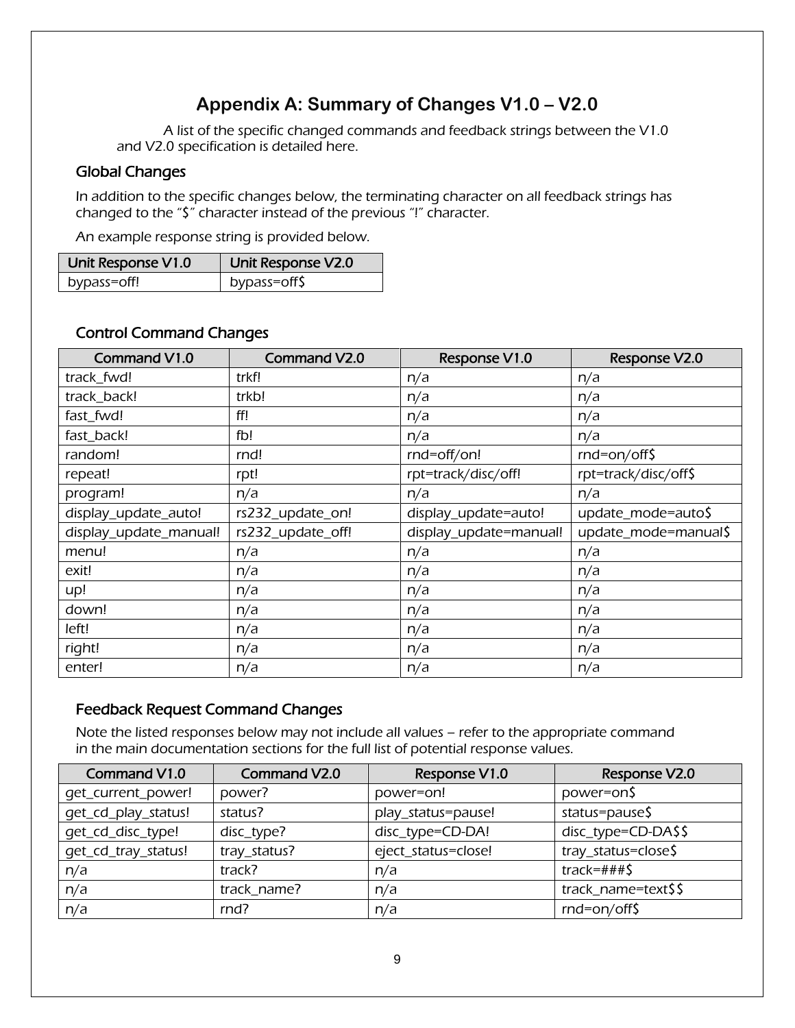## Appendix A: Summary of Changes V1.0 – V2.0

A list of the specific changed commands and feedback strings between the V1.0 and V2.0 specification is detailed here.

### Global Changes

In addition to the specific changes below, the terminating character on all feedback strings has changed to the "$" character instead of the previous "!" character.

An example response string is provided below.

| Unit Response V1.0 | Unit Response V2.0 |
|---|---|
| bypass=off! | bypass=off$ |

### Control Command Changes

| Command V1.0 | Command V2.0 | Response V1.0 | Response V2.0 |
|---|---|---|---|
| track_fwd! | trkf! | n/a | n/a |
| track_back! | trkb! | n/a | n/a |
| fast_fwd! | ff! | n/a | n/a |
| fast_back! | fb! | n/a | n/a |
| random! | rnd! | rnd=off/on! | rnd=on/off$ |
| repeat! | rpt! | rpt=track/disc/off! | rpt=track/disc/off$ |
| program! | n/a | n/a | n/a |
| display_update_auto! | rs232_update_on! | display_update=auto! | update_mode=auto$ |
| display_update_manual! | rs232_update_off! | display_update=manual! | update_mode=manual$ |
| menu! | n/a | n/a | n/a |
| exit! | n/a | n/a | n/a |
| up! | n/a | n/a | n/a |
| down! | n/a | n/a | n/a |
| left! | n/a | n/a | n/a |
| right! | n/a | n/a | n/a |
| enter! | n/a | n/a | n/a |

### Feedback Request Command Changes

Note the listed responses below may not include all values – refer to the appropriate command in the main documentation sections for the full list of potential response values.

| Command V1.0 | Command V2.0 | Response V1.0 | Response V2.0 |
|---|---|---|---|
| get_current_power! | power? | power=on! | power=on$ |
| get_cd_play_status! | status? | play_status=pause! | status=pause$ |
| get_cd_disc_type! | disc_type? | disc_type=CD-DA! | disc_type=CD-DA$$ |
| get_cd_tray_status! | tray_status? | eject_status=close! | tray_status=close$ |
| n/a | track? | n/a | track=###$ |
| n/a | track_name? | n/a | track_name=text$$ |
| n/a | rnd? | n/a | rnd=on/off$ |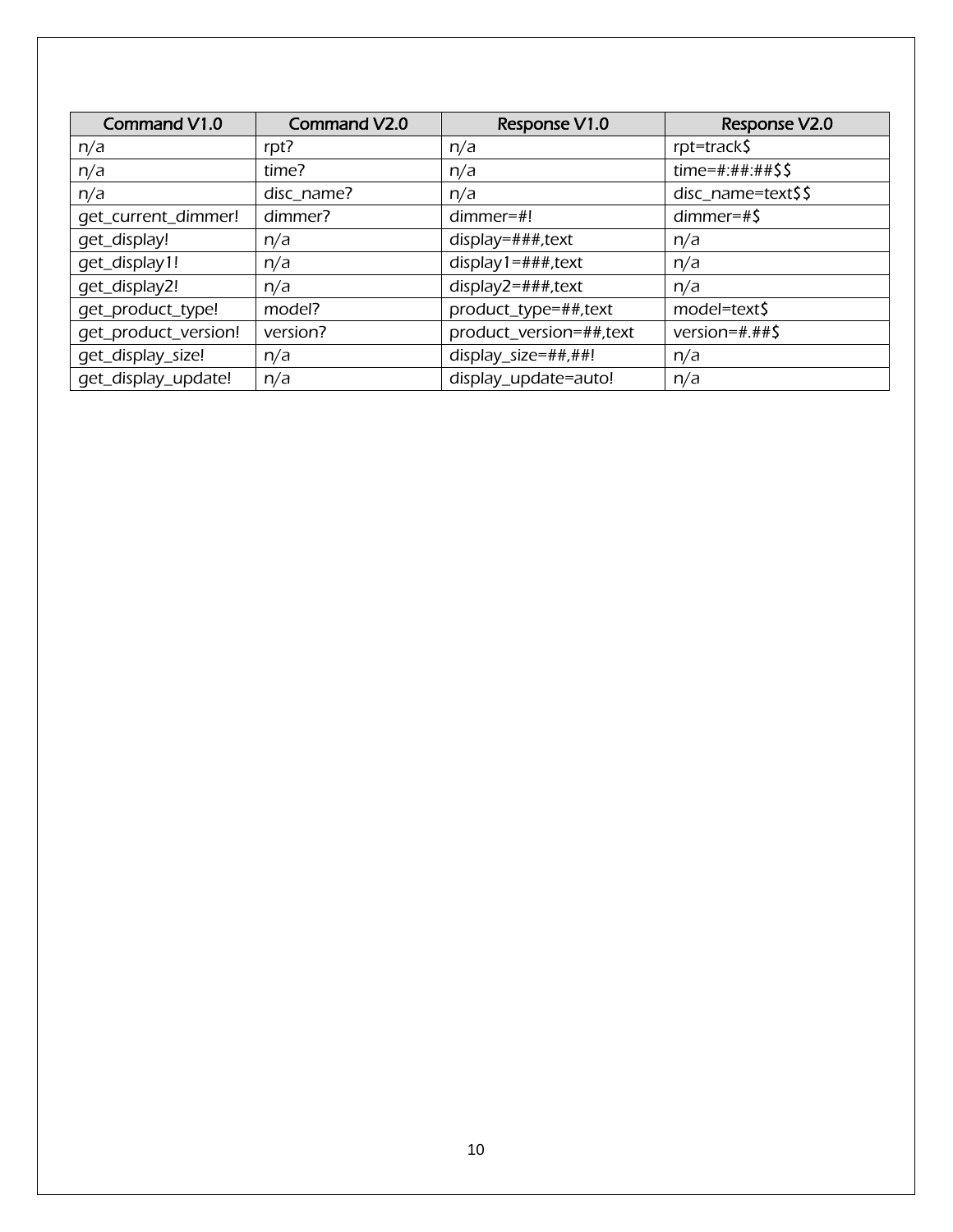| Command V1.0 | Command V2.0 | Response V1.0 | Response V2.0 |
| --- | --- | --- | --- |
| n/a | rpt? | n/a | rpt=track$ |
| n/a | time? | n/a | time=#:##:##$$ |
| n/a | disc_name? | n/a | disc_name=text$$ |
| get_current_dimmer! | dimmer? | dimmer=#! | dimmer=#$ |
| get_display! | n/a | display=###,text | n/a |
| get_display1! | n/a | display1=###,text | n/a |
| get_display2! | n/a | display2=###,text | n/a |
| get_product_type! | model? | product_type=##,text | model=text$ |
| get_product_version! | version? | product_version=##,text | version=#.##$ |
| get_display_size! | n/a | display_size=##,##! | n/a |
| get_display_update! | n/a | display_update=auto! | n/a |